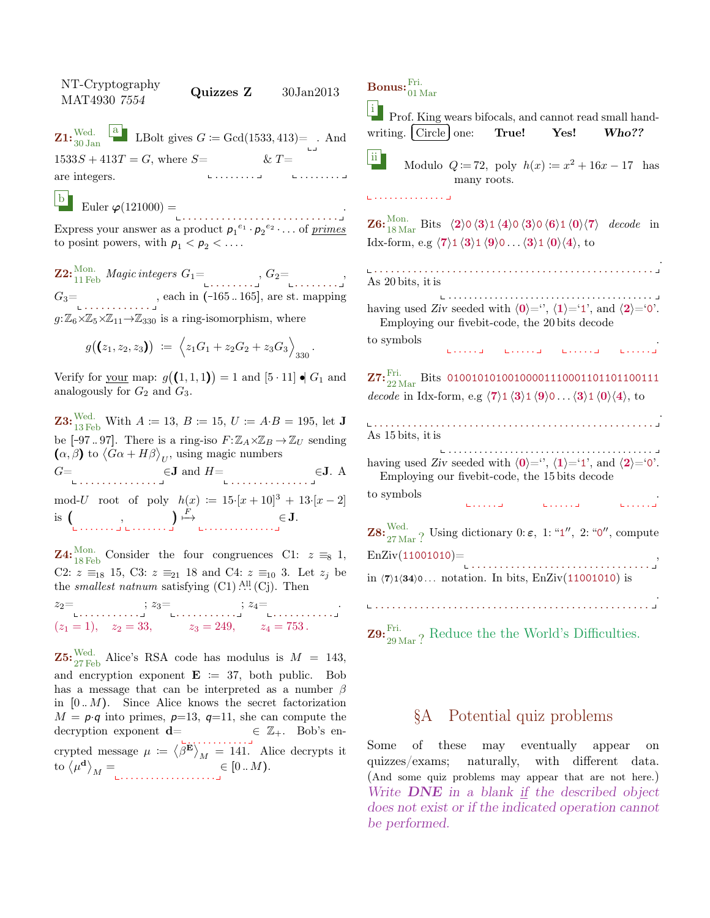NT-Cryptography MAT4930 *7554* — **Quizzes Z** — 30Jan2013

**Z1:** Wed. 30 Jan

[a] LBolt gives $G := \text{Gcd}(1533, 413) =$ ____. And $1533S + 413T = G$, where $S=$ ________ & $T=$ ________ are integers.

[b] Euler $\varphi(121000) =$ ____________________________.

Express your answer as a product ${p_1}^{e_1} \cdot {p_2}^{e_2} \cdot \ldots$ of *primes* to posint powers, with $p_1 < p_2 < \ldots$.

**Z2:** Mon. 11 Feb *Magic integers* $G_1=$ ________, $G_2=$ ________, $G_3=$ ____________, each in $[-165 .. 165]$, are st. mapping $g: \mathbb{Z}_6 \times \mathbb{Z}_5 \times \mathbb{Z}_{11} \to \mathbb{Z}_{330}$ is a ring-isomorphism, where

$$g((z_1, z_2, z_3)) := \left\langle z_1 G_1 + z_2 G_2 + z_3 G_3 \right\rangle_{330}.$$

Verify for *your* map: $g((1,1,1)) = 1$ and $[5 \cdot 11] \bullet| G_1$ and analogously for $G_2$ and $G_3$.

**Z3:** Wed. 13 Feb With $A := 13$, $B := 15$, $U := A \cdot B = 195$, let $\mathbf{J}$ be $[-97 .. 97]$. There is a ring-iso $F: \mathbb{Z}_A \times \mathbb{Z}_B \to \mathbb{Z}_U$ sending $(\alpha, \beta)$ to $\langle G\alpha + H\beta \rangle_U$, using magic numbers $G=$ ______________ $\in \mathbf{J}$ and $H=$ ______________ $\in \mathbf{J}$. A mod-$U$ root of poly $h(x) := 15 \cdot [x+10]^3 + 13 \cdot [x-2]$ is $($ ________ , ________ $) \stackrel{F}{\mapsto}$ ______________ $\in \mathbf{J}$.

**Z4:** Mon. 18 Feb Consider the four congruences C1: $z \equiv_8 1$, C2: $z \equiv_{18} 15$, C3: $z \equiv_{21} 18$ and C4: $z \equiv_{10} 3$. Let $z_j$ be the *smallest natnum* satisfying (C1) $\stackrel{\text{All}}{\ldots}$ (Cj). Then $z_2=$ __________ ; $z_3=$ __________ ; $z_4=$ __________ .

($z_1 = 1$), $z_2 = 33$, $z_3 = 249$, $z_4 = 753$.

**Z5:** Wed. 27 Feb Alice's RSA code has modulus is $M = 143$, and encryption exponent $\mathbf{E} := 37$, both public. Bob has a message that can be interpreted as a number $\beta$ in $[0 .. M)$. Since Alice knows the secret factorization $M = p \cdot q$ into primes, $p$=13, $q$=11, she can compute the decryption exponent $\mathbf{d}=$ ______________ $\in \mathbb{Z}_+$. Bob's encrypted message $\mu := \langle \beta^{\mathbf{E}} \rangle_M = 141$. Alice decrypts it to $\langle \mu^{\mathbf{d}} \rangle_M =$ __________________ $\in [0 .. M)$.

**Bonus:** Fri. 01 Mar

[i] Prof. King wears bifocals, and cannot read small handwriting. Circle one: **True!** **Yes!** ***Who??***

[ii] Modulo $Q := 72$, poly $h(x) := x^2 + 16x - 17$ has ______________ many roots.

**Z6:** Mon. 18 Mar Bits $\langle 2 \rangle 0 \langle 3 \rangle 1 \langle 4 \rangle 0 \langle 3 \rangle 0 \langle 6 \rangle 1 \langle 0 \rangle \langle 7 \rangle$ *decode* in Idx-form, e.g $\langle 7 \rangle 1 \langle 3 \rangle 1 \langle 9 \rangle 0 \ldots \langle 3 \rangle 1 \langle 0 \rangle \langle 4 \rangle$, to

__________________________________________________.

As 20 bits, it is ______________________________________

having used *Ziv* seeded with $\langle 0 \rangle$='', $\langle 1 \rangle$='1', and $\langle 2 \rangle$='0'.

Employing our fivebit-code, the 20 bits decode to symbols _____ _____ _____ _____.

**Z7:** Fri. 22 Mar Bits 010010101001000011100011011011001111 *decode* in Idx-form, e.g $\langle 7 \rangle 1 \langle 3 \rangle 1 \langle 9 \rangle 0 \ldots \langle 3 \rangle 1 \langle 0 \rangle \langle 4 \rangle$, to

__________________________________________________.

As 15 bits, it is ______________________________________

having used *Ziv* seeded with $\langle 0 \rangle$='', $\langle 1 \rangle$='1', and $\langle 2 \rangle$='0'.

Employing our fivebit-code, the 15 bits decode to symbols _____ _____ _____.

**Z8:** Wed. 27 Mar ? Using dictionary 0: $\varepsilon$, 1: "1", 2: "0", compute EnZiv(11001010)= ______________________________, in $\langle 7 \rangle 1 \langle 34 \rangle 0 \ldots$ notation. In bits, EnZiv(11001010) is

__________________________________________________.

**Z9:** Fri. 29 Mar ? Reduce the the World's Difficulties.

## §A Potential quiz problems

Some of these may eventually appear on quizzes/exams; naturally, with different data. (And some quiz problems may appear that are not here.) *Write* ***DNE*** *in a blank* *if the described object does not exist or if the indicated operation cannot be performed.*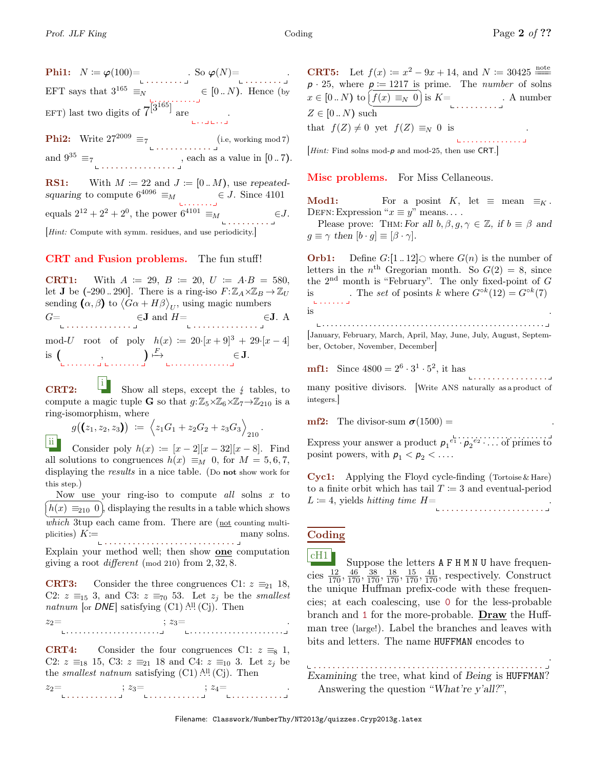**Phi1:** $N := \varphi(100) =$ \_\_\_\_\_\_\_\_\_. So $\varphi(N) =$ \_\_\_\_\_\_\_\_\_.
EFT says that $3^{165} \equiv_N$ \_\_\_\_\_\_\_\_\_ $\in [0..N)$. Hence (by EFT) last two digits of $7^{[3^{165}]}$ are \_\_\_ \_\_\_.

**Phi2:** Write $27^{2009} \equiv_7$ \_\_\_\_\_\_\_\_\_\_\_\_\_ (i.e, working mod 7) and $9^{35} \equiv_7$ \_\_\_\_\_\_\_\_\_\_\_\_\_\_\_\_\_, each as a value in $[0..7)$.

**RS1:** With $M := 22$ and $J := [0..M)$, use *repeated-squaring* to compute $6^{4096} \equiv_M$ \_\_\_\_\_\_\_ $\in J$. Since 4101 equals $2^{12} + 2^2 + 2^0$, the power $6^{4101} \equiv_M$ \_\_\_\_\_\_\_\_\_\_ $\in J$.
[*Hint:* Compute with symm. residues, and use periodicity.]

## CRT and Fusion problems. The fun stuff!

**CRT1:** With $A := 29$, $B := 20$, $U := A \cdot B = 580$, let **J** be $(-290..290]$. There is a ring-iso $F: \mathbb{Z}_A \times \mathbb{Z}_B \to \mathbb{Z}_U$ sending $(\alpha, \beta)$ to $\langle G\alpha + H\beta \rangle_U$, using magic numbers $G =$ \_\_\_\_\_\_\_\_\_\_\_\_\_\_\_ $\in$ **J** and $H =$ \_\_\_\_\_\_\_\_\_\_\_\_\_\_\_ $\in$ **J**. A mod-$U$ root of poly $h(x) := 20 \cdot [x+9]^3 + 29 \cdot [x-4]$ is ( \_\_\_\_\_\_\_, \_\_\_\_\_\_\_ ) $\overset{F}{\longmapsto}$ \_\_\_\_\_\_\_\_\_\_\_\_\_\_ $\in$ **J**.

**CRT2:** **i** Show all steps, except the ⨍ tables, to compute a magic tuple **G** so that $g: \mathbb{Z}_5 \times \mathbb{Z}_6 \times \mathbb{Z}_7 \to \mathbb{Z}_{210}$ is a ring-isomorphism, where

$$g((z_1, z_2, z_3)) := \Big\langle z_1 G_1 + z_2 G_2 + z_3 G_3 \Big\rangle_{210}.$$

**ii** Consider poly $h(x) := [x-2][x-32][x-8]$. Find all solutions to congruences $h(x) \equiv_M 0$, for $M = 5, 6, 7$, displaying the *results* in a nice table. (Do **not** show work for this step.)

Now use your ring-iso to compute *all* solns $x$ to $h(x) \equiv_{210} 0$, displaying the results in a table which shows *which* 3tup each came from. There are (not counting multiplicities) $K :=$ \_\_\_\_\_\_\_\_\_\_\_\_\_\_\_\_\_\_\_\_\_\_\_\_\_\_\_\_ many solns.
Explain your method well; then show **one** computation giving a root *different* (mod 210) from $2, 32, 8$.

**CRT3:** Consider the three congruences C1: $z \equiv_{21} 18$, C2: $z \equiv_{15} 3$, and C3: $z \equiv_{70} 53$. Let $z_j$ be the *smallest natnum* [or *DNE*] satisfying (C1) $\overset{\text{All}}{\ldots}$ (Cj). Then

$z_2 =$ \_\_\_\_\_\_\_\_\_\_\_\_\_\_\_\_\_\_\_\_\_\_; $z_3 =$ \_\_\_\_\_\_\_\_\_\_\_\_\_\_\_\_\_\_\_\_\_\_.

**CRT4:** Consider the four congruences C1: $z \equiv_8 1$, C2: $z \equiv_{18} 15$, C3: $z \equiv_{21} 18$ and C4: $z \equiv_{10} 3$. Let $z_j$ be the *smallest natnum* satisfying (C1) $\overset{\text{All}}{\ldots}$ (Cj). Then

$z_2 =$ \_\_\_\_\_\_\_\_\_\_\_; $z_3 =$ \_\_\_\_\_\_\_\_\_\_\_; $z_4 =$ \_\_\_\_\_\_\_\_\_\_\_.

**CRT5:** Let $f(x) := x^2 - 9x + 14$, and $N := 30425 \overset{\text{note}}{=\!=} p \cdot 25$, where $p := 1217$ is prime. The *number* of solns $x \in [0..N)$ to $f(x) \equiv_N 0$ is $K =$ \_\_\_\_\_\_\_\_\_. A number $Z \in [0..N)$ such that $f(Z) \neq 0$ yet $f(Z) \equiv_N 0$ is \_\_\_\_\_\_\_\_\_\_\_\_\_\_\_.
[*Hint:* Find solns mod-$p$ and mod-25, then use CRT.]

## Misc problems. For Miss Cellaneous.

**Mod1:** For a posint $K$, let $\equiv$ mean $\equiv_K$. DEFN: Expression "$x \equiv y$" means. . . .
Please prove: THM: *For all $b, \beta, g, \gamma \in \mathbb{Z}$, if $b \equiv \beta$ and $g \equiv \gamma$ then $[b \cdot g] \equiv [\beta \cdot \gamma]$.*

**Orb1:** Define $G: [1..12] \circlearrowleft$ where $G(n)$ is the number of letters in the $n^{\text{th}}$ Gregorian month. So $G(2) = 8$, since the $2^{\text{nd}}$ month is "February". The only fixed-point of $G$ is \_\_\_\_\_\_\_. The *set* of posints $k$ where $G^{\circ k}(12) = G^{\circ k}(7)$ is \_\_\_\_\_\_\_\_\_\_\_\_\_\_\_\_\_\_\_\_\_\_\_\_\_\_\_\_\_\_\_\_\_\_\_\_\_\_\_\_\_\_\_\_\_\_\_\_\_.
[January, February, March, April, May, June, July, August, September, October, November, December]

**mf1:** Since $4800 = 2^6 \cdot 3^1 \cdot 5^2$, it has \_\_\_\_\_\_\_\_\_\_\_\_\_\_\_\_\_ many positive divisors. [Write ANS naturally as a product of integers.]

**mf2:** The divisor-sum $\sigma(1500) =$ \_\_\_\_\_\_\_\_\_\_\_\_\_\_\_\_\_\_\_\_\_\_.
Express your answer a product $p_1^{e_1} \cdot p_2^{e_2} \cdots$ of primes to posint powers, with $p_1 < p_2 < \ldots$.

**Cyc1:** Applying the Floyd cycle-finding (Tortoise & Hare) to a finite orbit which has tail $T := 3$ and eventual-period $L := 4$, yields *hitting time* $H =$ \_\_\_\_\_\_\_\_\_\_\_\_\_\_\_\_\_\_\_\_\_\_.

## Coding

**cH1** Suppose the letters `A F H M N U` have frequencies $\frac{12}{170}, \frac{46}{170}, \frac{38}{170}, \frac{18}{170}, \frac{15}{170}, \frac{41}{170}$, respectively. Construct the unique Huffman prefix-code with these frequencies; at each coalescing, use `0` for the less-probable branch and `1` for the more-probable. **Draw** the Huffman tree (large!). Label the branches and leaves with bits and letters. The name `HUFFMAN` encodes to

\_\_\_\_\_\_\_\_\_\_\_\_\_\_\_\_\_\_\_\_\_\_\_\_\_\_\_\_\_\_\_\_\_\_\_\_\_\_\_\_\_\_\_\_\_\_\_\_\_\_.

*Examining* the tree, what kind of *Being* is `HUFFMAN`?
Answering the question *"What're y'all?"*,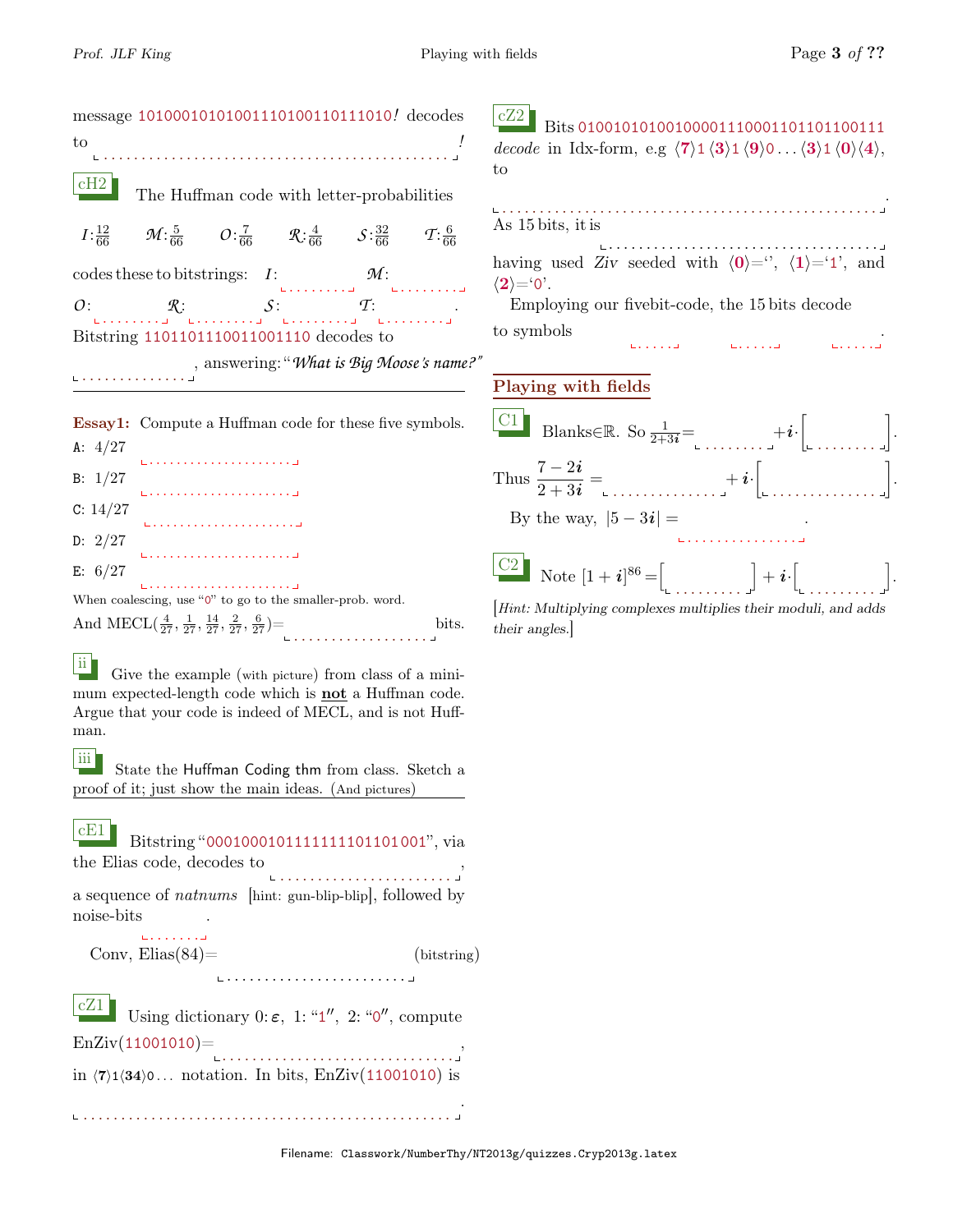message 1010001010100111010011011101 0! decodes to ________________!

**cH2** The Huffman code with letter-probabilities

$\mathcal{I}$: $\frac{12}{66}$  $\mathcal{M}$: $\frac{5}{66}$  $\mathcal{O}$: $\frac{7}{66}$  $\mathcal{R}$: $\frac{4}{66}$  $\mathcal{S}$: $\frac{32}{66}$  $\mathcal{T}$: $\frac{6}{66}$

codes these to bitstrings: $\mathcal{I}$: ________ $\mathcal{M}$: ________

$\mathcal{O}$: ________ $\mathcal{R}$: ________ $\mathcal{S}$: ________ $\mathcal{T}$: ________.

Bitstring 1101101110011001110 decodes to ________________, answering: "*What is Big Moose's name?*"

---

**Essay1:** Compute a Huffman code for these five symbols.

A: 4/27 ________________

B: 1/27 ________________

C: 14/27 ________________

D: 2/27 ________________

E: 6/27 ________________

When coalescing, use "0" to go to the smaller-prob. word.

And MECL($\frac{4}{27}, \frac{1}{27}, \frac{14}{27}, \frac{2}{27}, \frac{6}{27}$)= ________________ bits.

**ii** Give the example (with picture) from class of a minimum expected-length code which is **not** a Huffman code. Argue that your code is indeed of MECL, and is not Huffman.

**iii** State the Huffman Coding thm from class. Sketch a proof of it; just show the main ideas. (And pictures)

---

**cE1** Bitstring "0001000101111111101101001", via the Elias code, decodes to ________________, a sequence of *natnums* [hint: gun-blip-blip], followed by noise-bits ________.

Conv, Elias(84)= ________________ (bitstring)

**cZ1** Using dictionary 0: $\varepsilon$, 1: "1", 2: "0", compute EnZiv(11001010)= ________________, in $\langle 7\rangle$1$\langle 34\rangle$0... notation. In bits, EnZiv(11001010) is ________________.

**cZ2** Bits 010010101001000011100011011011100111 *decode* in Idx-form, e.g $\langle 7\rangle$1 $\langle 3\rangle$1 $\langle 9\rangle$0 ... $\langle 3\rangle$1 $\langle 0\rangle\langle 4\rangle$, to

________________.

As 15 bits, it is ________________

having used *Ziv* seeded with $\langle 0\rangle$='', $\langle 1\rangle$='1', and $\langle 2\rangle$='0'.

Employing our fivebit-code, the 15 bits decode to symbols ______ ______ ______.

## Playing with fields

**C1** Blanks$\in\mathbb{R}$. So $\frac{1}{2+3i}$ = ________ $+ i \cdot$ [________].

Thus $\dfrac{7-2i}{2+3i}$ = ________ $+ i \cdot$ [________].

By the way, $|5-3i|$ = ________.

**C2** Note $[1+i]^{86}$ = [________] $+ i \cdot$ [________].

[*Hint: Multiplying complexes multiplies their moduli, and adds their angles.*]